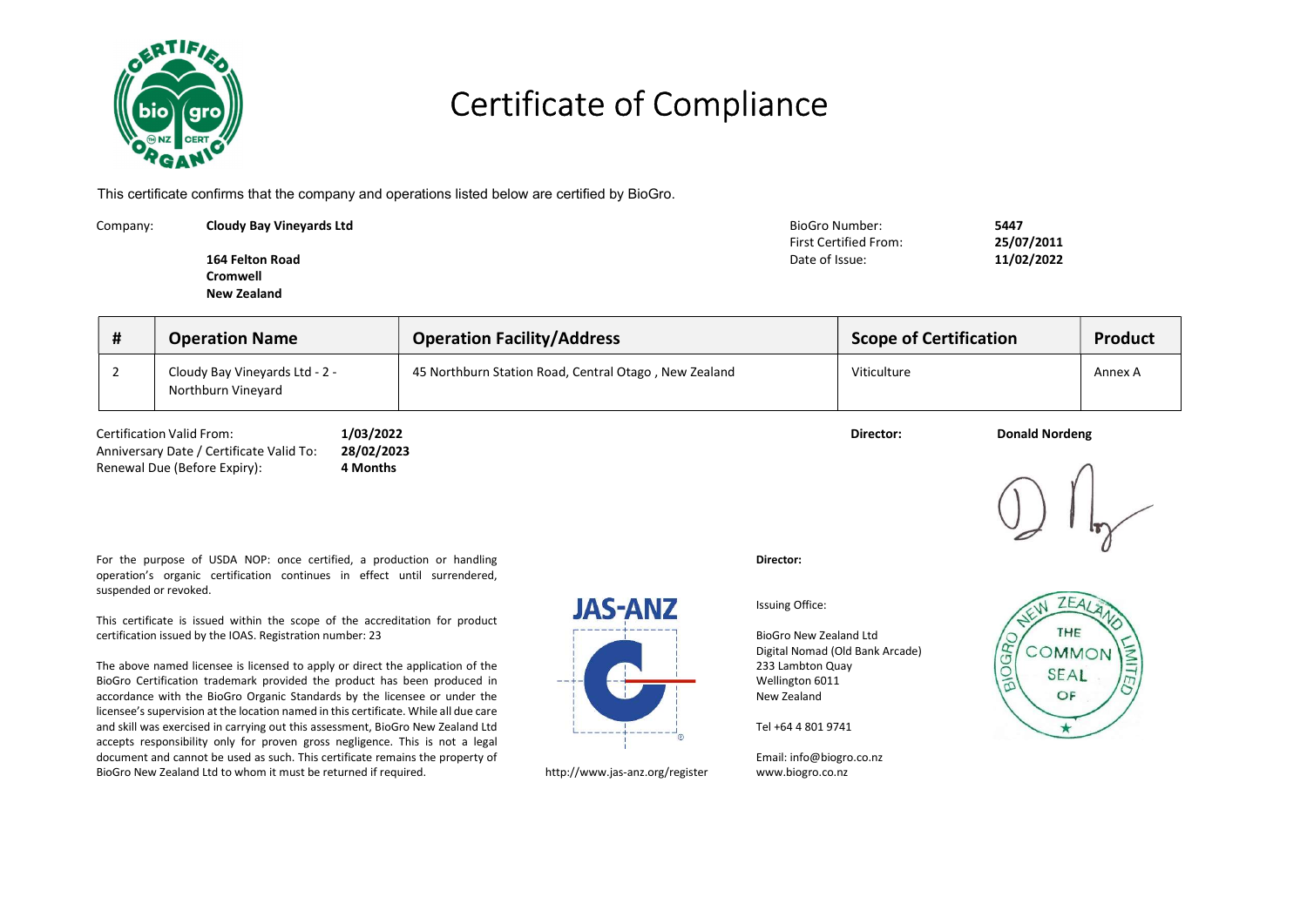# Certificate of Compliance

This certificate confirms that the company and operations listed below are certified by BioGro.

Company: **Cloudy Bay Vineyards Ltd**

**164 Felton Road**
**Cromwell**
**New Zealand**

BioGro Number: **5447**
First Certified From: **25/07/2011**
Date of Issue: **11/02/2022**

| # | Operation Name | Operation Facility/Address | Scope of Certification | Product |
|---|---|---|---|---|
| 2 | Cloudy Bay Vineyards Ltd - 2 - Northburn Vineyard | 45 Northburn Station Road, Central Otago , New Zealand | Viticulture | Annex A |

Certification Valid From: **1/03/2022**
Anniversary Date / Certificate Valid To: **28/02/2023**
Renewal Due (Before Expiry): **4 Months**

**Director:** **Donald Nordeng**

For the purpose of USDA NOP: once certified, a production or handling operation's organic certification continues in effect until surrendered, suspended or revoked.

This certificate is issued within the scope of the accreditation for product certification issued by the IOAS. Registration number: 23

The above named licensee is licensed to apply or direct the application of the BioGro Certification trademark provided the product has been produced in accordance with the BioGro Organic Standards by the licensee or under the licensee's supervision at the location named in this certificate. While all due care and skill was exercised in carrying out this assessment, BioGro New Zealand Ltd accepts responsibility only for proven gross negligence. This is not a legal document and cannot be used as such. This certificate remains the property of BioGro New Zealand Ltd to whom it must be returned if required.

JAS-ANZ

http://www.jas-anz.org/register

**Director:**

Issuing Office:

BioGro New Zealand Ltd
Digital Nomad (Old Bank Arcade)
233 Lambton Quay
Wellington 6011
New Zealand

Tel +64 4 801 9741

Email: info@biogro.co.nz
www.biogro.co.nz

BioGro New Zealand Limited — The Common Seal Of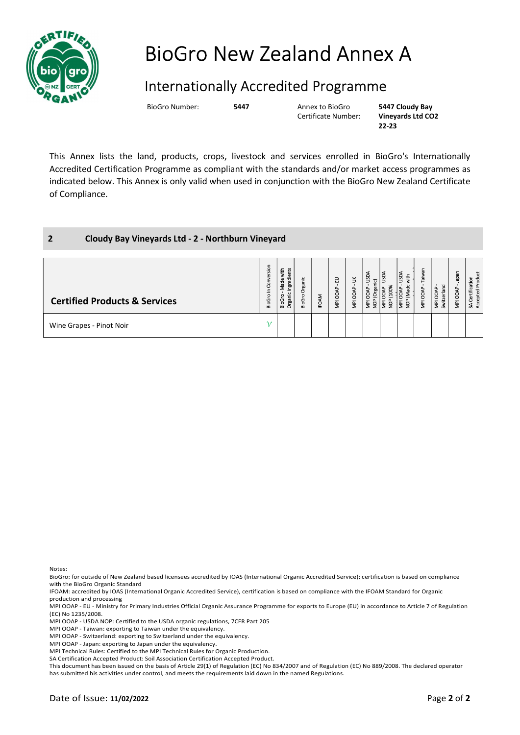# BioGro New Zealand Annex A

## Internationally Accredited Programme

BioGro Number: **5447**

Annex to BioGro Certificate Number: **5447 Cloudy Bay Vineyards Ltd CO2 22-23**

This Annex lists the land, products, crops, livestock and services enrolled in BioGro's Internationally Accredited Certification Programme as compliant with the standards and/or market access programmes as indicated below. This Annex is only valid when used in conjunction with the BioGro New Zealand Certificate of Compliance.

### 2 Cloudy Bay Vineyards Ltd - 2 - Northburn Vineyard

| Certified Products & Services | BioGro In Conversion | BioGro - Made with Organic Ingredients | BioGro Organic | IFOAM | MPI OOAP - EU | MPI OOAP - UK | MPI OOAP - USDA NOP (Organic) | MPI OOAP - USDA NOP (100% | MPI OOAP - USDA NOP (Made with | MPI OOAP - Taiwan | MPI OOAP - Switzerland | MPI OOAP - Japan | SA Certification Accepted Product |
|---|---|---|---|---|---|---|---|---|---|---|---|---|---|
| Wine Grapes - Pinot Noir | √ | | | | | | | | | | | | |

Notes:

BioGro: for outside of New Zealand based licensees accredited by IOAS (International Organic Accredited Service); certification is based on compliance with the BioGro Organic Standard

IFOAM: accredited by IOAS (International Organic Accredited Service), certification is based on compliance with the IFOAM Standard for Organic production and processing

MPI OOAP - EU - Ministry for Primary Industries Official Organic Assurance Programme for exports to Europe (EU) in accordance to Article 7 of Regulation (EC) No 1235/2008.

MPI OOAP - USDA NOP: Certified to the USDA organic regulations, 7CFR Part 205

MPI OOAP - Taiwan: exporting to Taiwan under the equivalency.

MPI OOAP - Switzerland: exporting to Switzerland under the equivalency.

MPI OOAP - Japan: exporting to Japan under the equivalency.

MPI Technical Rules: Certified to the MPI Technical Rules for Organic Production.

SA Certification Accepted Product: Soil Association Certification Accepted Product.

This document has been issued on the basis of Article 29(1) of Regulation (EC) No 834/2007 and of Regulation (EC) No 889/2008. The declared operator has submitted his activities under control, and meets the requirements laid down in the named Regulations.

Date of Issue: **11/02/2022**